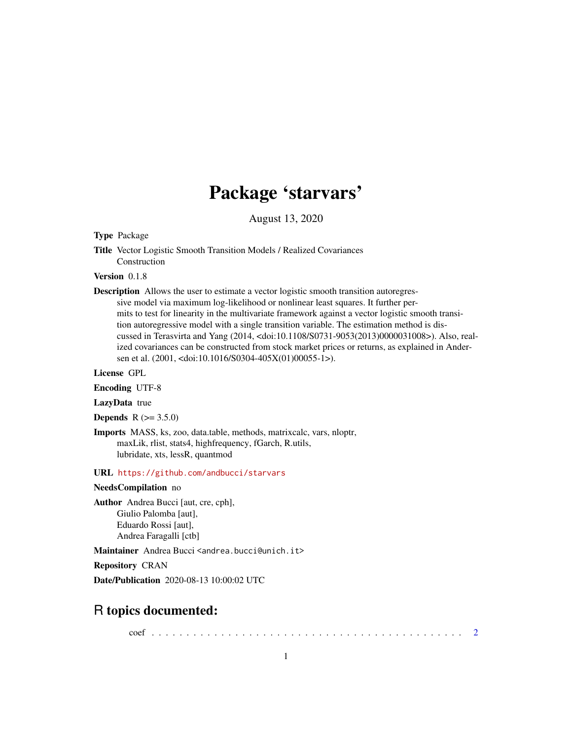# Package 'starvars'

August 13, 2020

**Type** Package

**Title** Vector Logistic Smooth Transition Models / Realized Covariances Construction

**Version** 0.1.8

**Description** Allows the user to estimate a vector logistic smooth transition autoregressive model via maximum log-likelihood or nonlinear least squares. It further permits to test for linearity in the multivariate framework against a vector logistic smooth transition autoregressive model with a single transition variable. The estimation method is discussed in Terasvirta and Yang (2014, <doi:10.1108/S0731-9053(2013)0000031008>). Also, realized covariances can be constructed from stock market prices or returns, as explained in Andersen et al. (2001, <doi:10.1016/S0304-405X(01)00055-1>).

**License** GPL

**Encoding** UTF-8

**LazyData** true

**Depends** R (>= 3.5.0)

**Imports** MASS, ks, zoo, data.table, methods, matrixcalc, vars, nloptr, maxLik, rlist, stats4, highfrequency, fGarch, R.utils, lubridate, xts, lessR, quantmod

**URL** https://github.com/andbucci/starvars

**NeedsCompilation** no

**Author** Andrea Bucci [aut, cre, cph], Giulio Palomba [aut], Eduardo Rossi [aut], Andrea Faragalli [ctb]

**Maintainer** Andrea Bucci <andrea.bucci@unich.it>

**Repository** CRAN

**Date/Publication** 2020-08-13 10:00:02 UTC

## R topics documented:

coef . . . . . . . . . . . . . . . . . . . . . . . . . . . . . . . . . . . . . . . . . . . . 2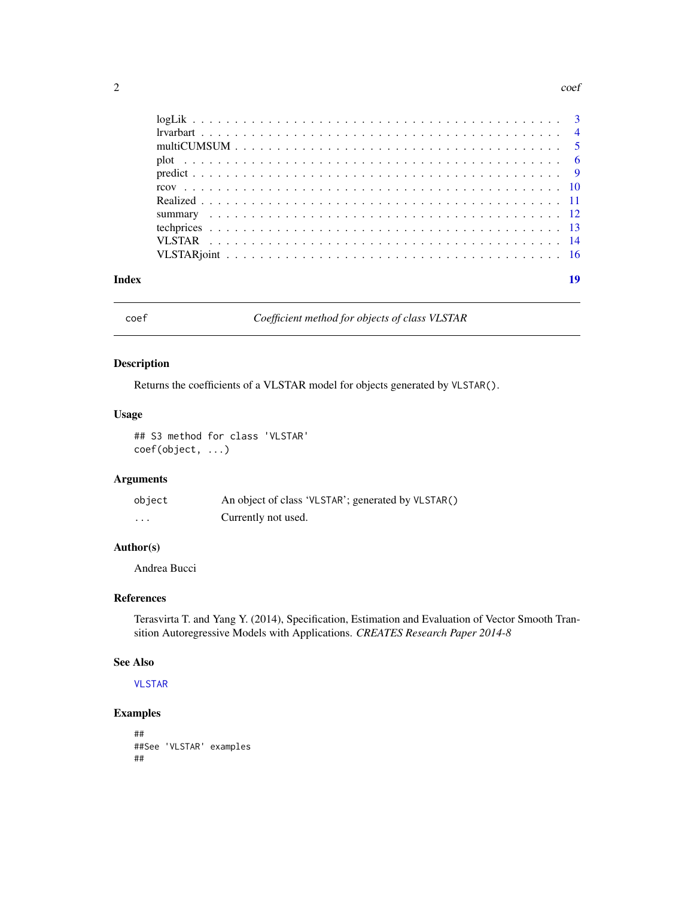| | |
|---|---|
| logLik | 3 |
| lrvarbart | 4 |
| multiCUMSUM | 5 |
| plot | 6 |
| predict | 9 |
| rcov | 10 |
| Realized | 11 |
| summary | 12 |
| techprices | 13 |
| VLSTAR | 14 |
| VLSTARjoint | 16 |

**Index** **19**

---

## coef — *Coefficient method for objects of class VLSTAR*

---

### Description

Returns the coefficients of a VLSTAR model for objects generated by `VLSTAR()`.

### Usage

```
## S3 method for class 'VLSTAR'
coef(object, ...)
```

### Arguments

| | |
|---|---|
| `object` | An object of class 'VLSTAR'; generated by `VLSTAR()` |
| `...` | Currently not used. |

### Author(s)

Andrea Bucci

### References

Terasvirta T. and Yang Y. (2014), Specification, Estimation and Evaluation of Vector Smooth Transition Autoregressive Models with Applications. *CREATES Research Paper 2014-8*

### See Also

`VLSTAR`

### Examples

```
##
##See 'VLSTAR' examples
##
```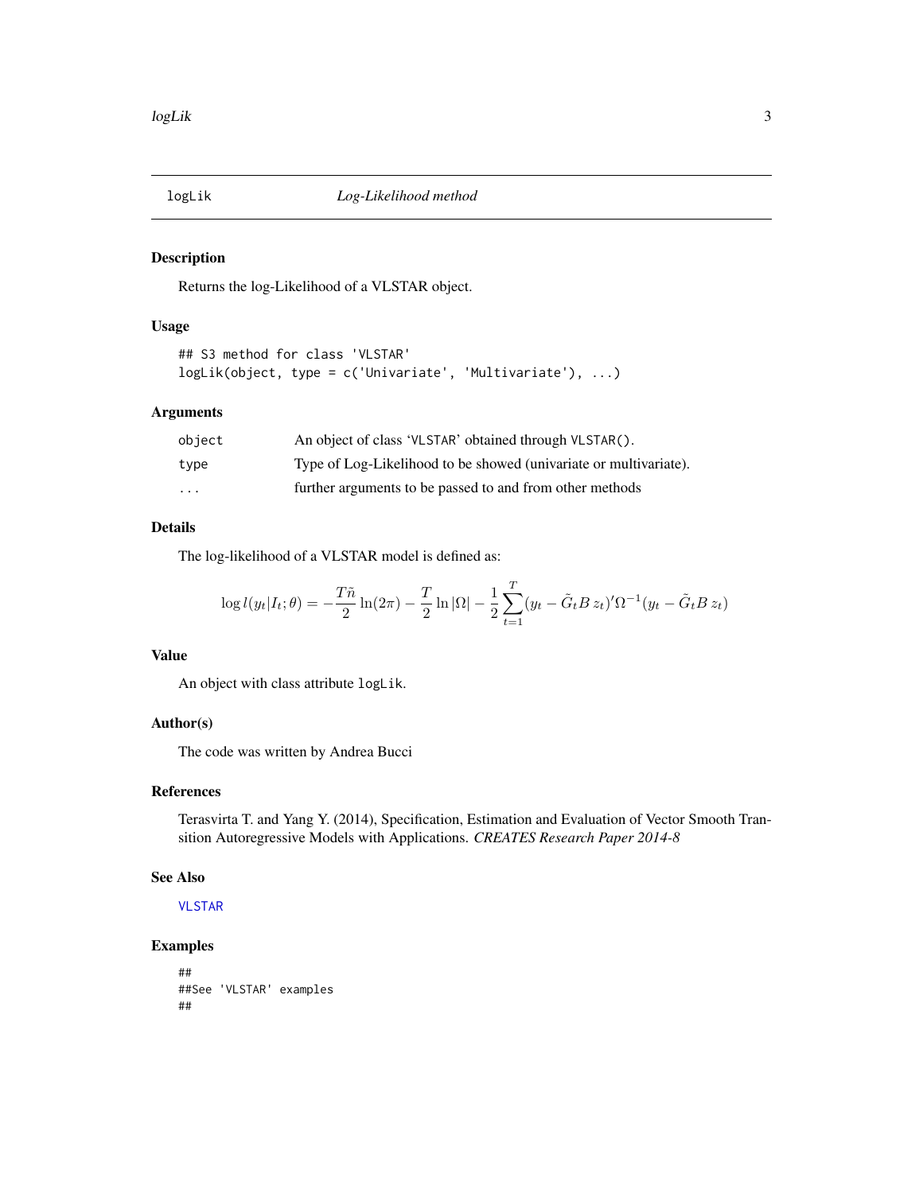## logLik *Log-Likelihood method*

### Description

Returns the log-Likelihood of a VLSTAR object.

### Usage

```
## S3 method for class 'VLSTAR'
logLik(object, type = c('Univariate', 'Multivariate'), ...)
```

### Arguments

| | |
|---|---|
| object | An object of class 'VLSTAR' obtained through VLSTAR(). |
| type | Type of Log-Likelihood to be showed (univariate or multivariate). |
| ... | further arguments to be passed to and from other methods |

### Details

The log-likelihood of a VLSTAR model is defined as:

$$\log l(y_t|I_t;\theta) = -\frac{T\tilde{n}}{2}\ln(2\pi) - \frac{T}{2}\ln|\Omega| - \frac{1}{2}\sum_{t=1}^{T}(y_t - \tilde{G}_t B\, z_t)'\Omega^{-1}(y_t - \tilde{G}_t B\, z_t)$$

### Value

An object with class attribute `logLik`.

### Author(s)

The code was written by Andrea Bucci

### References

Terasvirta T. and Yang Y. (2014), Specification, Estimation and Evaluation of Vector Smooth Transition Autoregressive Models with Applications. *CREATES Research Paper 2014-8*

### See Also

VLSTAR

### Examples

```
##
##See 'VLSTAR' examples
##
```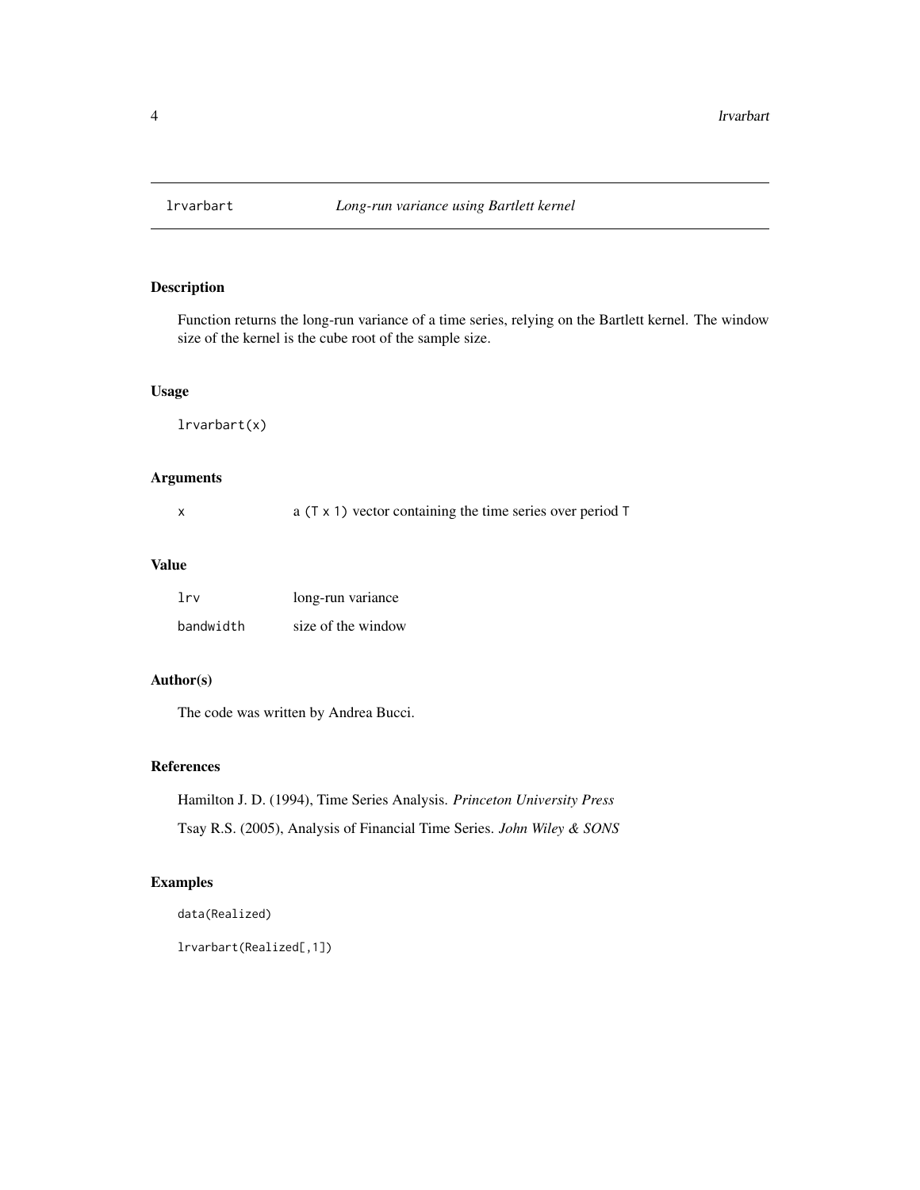# lrvarbart *Long-run variance using Bartlett kernel*

## Description

Function returns the long-run variance of a time series, relying on the Bartlett kernel. The window size of the kernel is the cube root of the sample size.

## Usage

```
lrvarbart(x)
```

## Arguments

| | |
|---|---|
| x | a `(T x 1)` vector containing the time series over period `T` |

## Value

| | |
|---|---|
| lrv | long-run variance |
| bandwidth | size of the window |

## Author(s)

The code was written by Andrea Bucci.

## References

Hamilton J. D. (1994), Time Series Analysis. *Princeton University Press*

Tsay R.S. (2005), Analysis of Financial Time Series. *John Wiley & SONS*

## Examples

```
data(Realized)

lrvarbart(Realized[,1])
```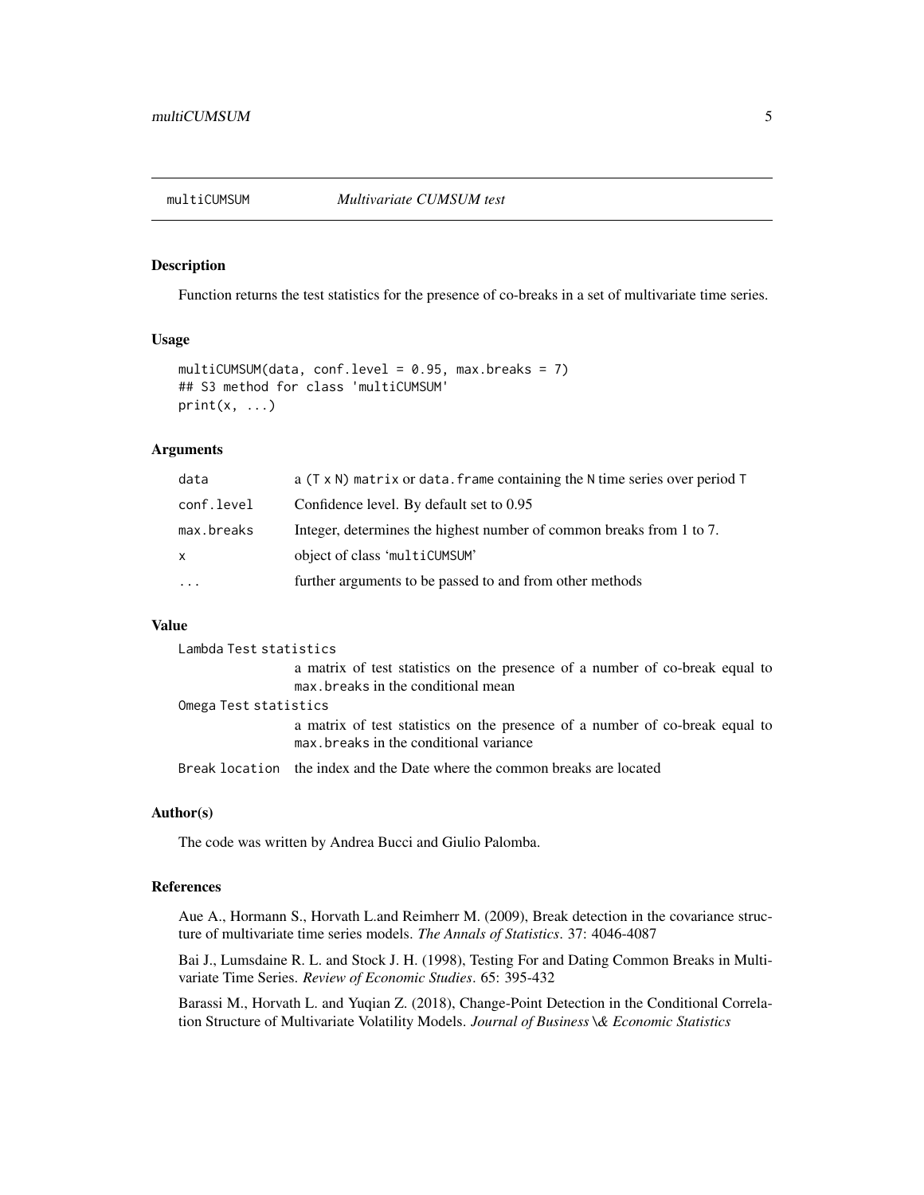## multiCUMSUM *Multivariate CUMSUM test*

### Description

Function returns the test statistics for the presence of co-breaks in a set of multivariate time series.

### Usage

```
multiCUMSUM(data, conf.level = 0.95, max.breaks = 7)
## S3 method for class 'multiCUMSUM'
print(x, ...)
```

### Arguments

| | |
|---|---|
| data | a (T x N) matrix or data.frame containing the N time series over period T |
| conf.level | Confidence level. By default set to 0.95 |
| max.breaks | Integer, determines the highest number of common breaks from 1 to 7. |
| x | object of class 'multiCUMSUM' |
| ... | further arguments to be passed to and from other methods |

### Value

Lambda Test statistics
: a matrix of test statistics on the presence of a number of co-break equal to max.breaks in the conditional mean

Omega Test statistics
: a matrix of test statistics on the presence of a number of co-break equal to max.breaks in the conditional variance

Break location
: the index and the Date where the common breaks are located

### Author(s)

The code was written by Andrea Bucci and Giulio Palomba.

### References

Aue A., Hormann S., Horvath L.and Reimherr M. (2009), Break detection in the covariance structure of multivariate time series models. *The Annals of Statistics*. 37: 4046-4087

Bai J., Lumsdaine R. L. and Stock J. H. (1998), Testing For and Dating Common Breaks in Multivariate Time Series. *Review of Economic Studies*. 65: 395-432

Barassi M., Horvath L. and Yuqian Z. (2018), Change-Point Detection in the Conditional Correlation Structure of Multivariate Volatility Models. *Journal of Business \& Economic Statistics*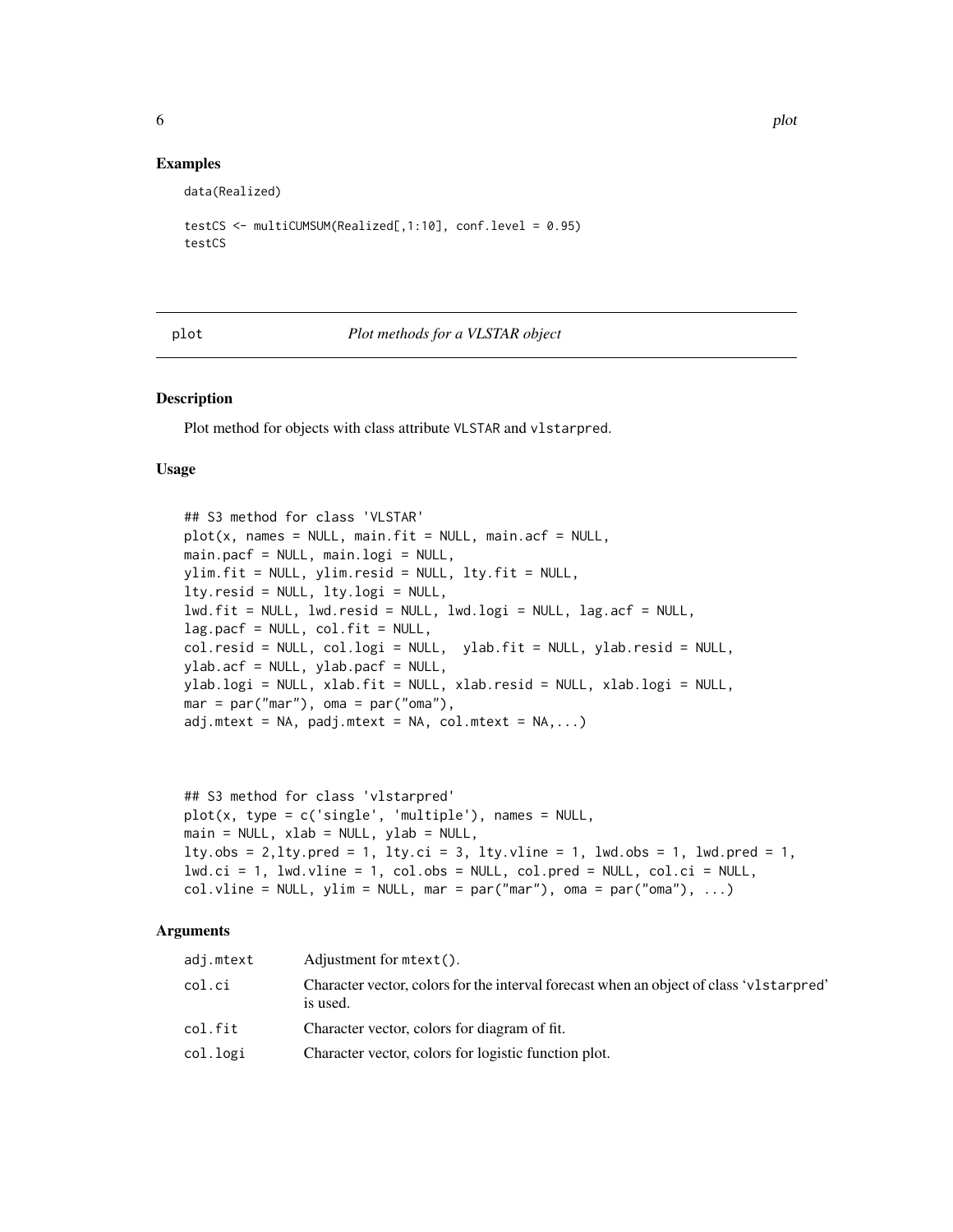## Examples

```
data(Realized)

testCS <- multiCUMSUM(Realized[,1:10], conf.level = 0.95)
testCS
```

---

plot *Plot methods for a VLSTAR object*

---

### Description

Plot method for objects with class attribute VLSTAR and vlstarpred.

### Usage

```
## S3 method for class 'VLSTAR'
plot(x, names = NULL, main.fit = NULL, main.acf = NULL,
main.pacf = NULL, main.logi = NULL,
ylim.fit = NULL, ylim.resid = NULL, lty.fit = NULL,
lty.resid = NULL, lty.logi = NULL,
lwd.fit = NULL, lwd.resid = NULL, lwd.logi = NULL, lag.acf = NULL,
lag.pacf = NULL, col.fit = NULL,
col.resid = NULL, col.logi = NULL,  ylab.fit = NULL, ylab.resid = NULL,
ylab.acf = NULL, ylab.pacf = NULL,
ylab.logi = NULL, xlab.fit = NULL, xlab.resid = NULL, xlab.logi = NULL,
mar = par("mar"), oma = par("oma"),
adj.mtext = NA, padj.mtext = NA, col.mtext = NA,...)


## S3 method for class 'vlstarpred'
plot(x, type = c('single', 'multiple'), names = NULL,
main = NULL, xlab = NULL, ylab = NULL,
lty.obs = 2,lty.pred = 1, lty.ci = 3, lty.vline = 1, lwd.obs = 1, lwd.pred = 1,
lwd.ci = 1, lwd.vline = 1, col.obs = NULL, col.pred = NULL, col.ci = NULL,
col.vline = NULL, ylim = NULL, mar = par("mar"), oma = par("oma"), ...)
```

### Arguments

| | |
|---|---|
| adj.mtext | Adjustment for mtext(). |
| col.ci | Character vector, colors for the interval forecast when an object of class 'vlstarpred' is used. |
| col.fit | Character vector, colors for diagram of fit. |
| col.logi | Character vector, colors for logistic function plot. |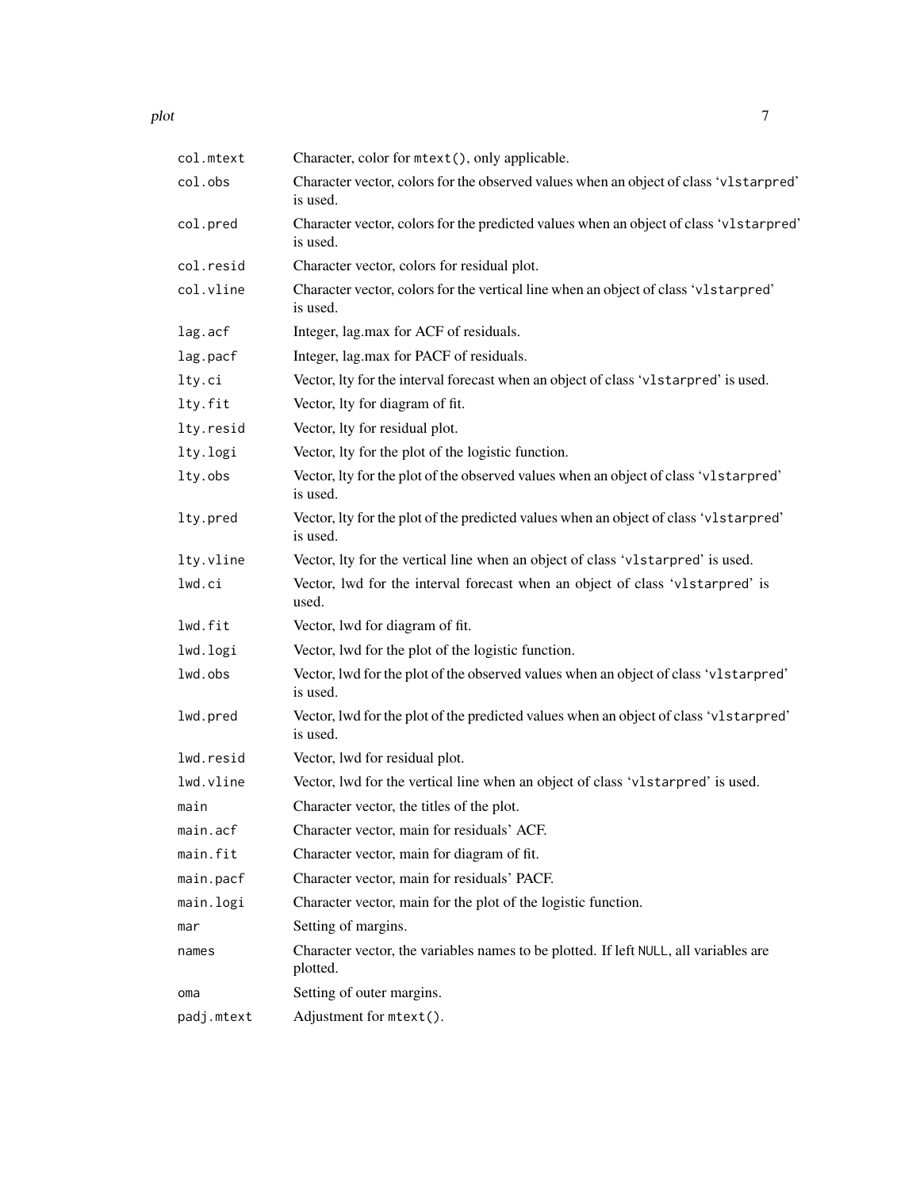| | |
|---|---|
| `col.mtext` | Character, color for `mtext()`, only applicable. |
| `col.obs` | Character vector, colors for the observed values when an object of class '`vlstarpred`' is used. |
| `col.pred` | Character vector, colors for the predicted values when an object of class '`vlstarpred`' is used. |
| `col.resid` | Character vector, colors for residual plot. |
| `col.vline` | Character vector, colors for the vertical line when an object of class '`vlstarpred`' is used. |
| `lag.acf` | Integer, lag.max for ACF of residuals. |
| `lag.pacf` | Integer, lag.max for PACF of residuals. |
| `lty.ci` | Vector, lty for the interval forecast when an object of class '`vlstarpred`' is used. |
| `lty.fit` | Vector, lty for diagram of fit. |
| `lty.resid` | Vector, lty for residual plot. |
| `lty.logi` | Vector, lty for the plot of the logistic function. |
| `lty.obs` | Vector, lty for the plot of the observed values when an object of class '`vlstarpred`' is used. |
| `lty.pred` | Vector, lty for the plot of the predicted values when an object of class '`vlstarpred`' is used. |
| `lty.vline` | Vector, lty for the vertical line when an object of class '`vlstarpred`' is used. |
| `lwd.ci` | Vector, lwd for the interval forecast when an object of class '`vlstarpred`' is used. |
| `lwd.fit` | Vector, lwd for diagram of fit. |
| `lwd.logi` | Vector, lwd for the plot of the logistic function. |
| `lwd.obs` | Vector, lwd for the plot of the observed values when an object of class '`vlstarpred`' is used. |
| `lwd.pred` | Vector, lwd for the plot of the predicted values when an object of class '`vlstarpred`' is used. |
| `lwd.resid` | Vector, lwd for residual plot. |
| `lwd.vline` | Vector, lwd for the vertical line when an object of class '`vlstarpred`' is used. |
| `main` | Character vector, the titles of the plot. |
| `main.acf` | Character vector, main for residuals' ACF. |
| `main.fit` | Character vector, main for diagram of fit. |
| `main.pacf` | Character vector, main for residuals' PACF. |
| `main.logi` | Character vector, main for the plot of the logistic function. |
| `mar` | Setting of margins. |
| `names` | Character vector, the variables names to be plotted. If left `NULL`, all variables are plotted. |
| `oma` | Setting of outer margins. |
| `padj.mtext` | Adjustment for `mtext()`. |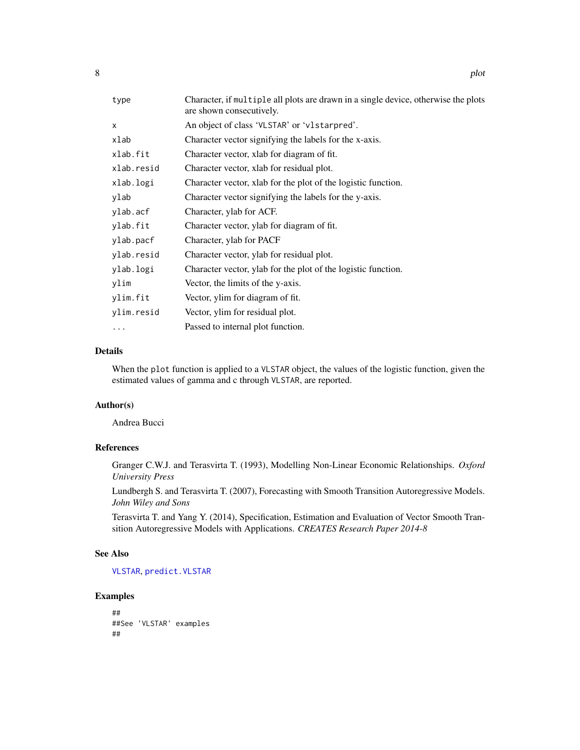| | |
|---|---|
| `type` | Character, if `multiple` all plots are drawn in a single device, otherwise the plots are shown consecutively. |
| `x` | An object of class 'VLSTAR' or 'vlstarpred'. |
| `xlab` | Character vector signifying the labels for the x-axis. |
| `xlab.fit` | Character vector, xlab for diagram of fit. |
| `xlab.resid` | Character vector, xlab for residual plot. |
| `xlab.logi` | Character vector, xlab for the plot of the logistic function. |
| `ylab` | Character vector signifying the labels for the y-axis. |
| `ylab.acf` | Character, ylab for ACF. |
| `ylab.fit` | Character vector, ylab for diagram of fit. |
| `ylab.pacf` | Character, ylab for PACF |
| `ylab.resid` | Character vector, ylab for residual plot. |
| `ylab.logi` | Character vector, ylab for the plot of the logistic function. |
| `ylim` | Vector, the limits of the y-axis. |
| `ylim.fit` | Vector, ylim for diagram of fit. |
| `ylim.resid` | Vector, ylim for residual plot. |
| `...` | Passed to internal plot function. |

## Details

When the `plot` function is applied to a `VLSTAR` object, the values of the logistic function, given the estimated values of gamma and c through `VLSTAR`, are reported.

## Author(s)

Andrea Bucci

## References

Granger C.W.J. and Terasvirta T. (1993), Modelling Non-Linear Economic Relationships. *Oxford University Press*

Lundbergh S. and Terasvirta T. (2007), Forecasting with Smooth Transition Autoregressive Models. *John Wiley and Sons*

Terasvirta T. and Yang Y. (2014), Specification, Estimation and Evaluation of Vector Smooth Transition Autoregressive Models with Applications. *CREATES Research Paper 2014-8*

## See Also

`VLSTAR`, `predict.VLSTAR`

## Examples

```
##
##See 'VLSTAR' examples
##
```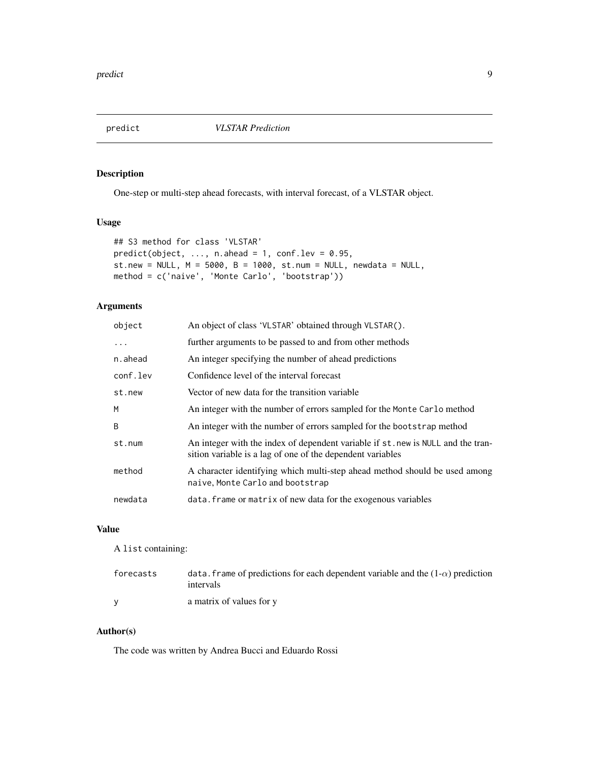# predict — *VLSTAR Prediction*

## Description

One-step or multi-step ahead forecasts, with interval forecast, of a VLSTAR object.

## Usage

```
## S3 method for class 'VLSTAR'
predict(object, ..., n.ahead = 1, conf.lev = 0.95,
st.new = NULL, M = 5000, B = 1000, st.num = NULL, newdata = NULL,
method = c('naive', 'Monte Carlo', 'bootstrap'))
```

## Arguments

| | |
|---|---|
| `object` | An object of class 'VLSTAR' obtained through `VLSTAR()`. |
| `...` | further arguments to be passed to and from other methods |
| `n.ahead` | An integer specifying the number of ahead predictions |
| `conf.lev` | Confidence level of the interval forecast |
| `st.new` | Vector of new data for the transition variable |
| `M` | An integer with the number of errors sampled for the `Monte Carlo` method |
| `B` | An integer with the number of errors sampled for the `bootstrap` method |
| `st.num` | An integer with the index of dependent variable if `st.new` is `NULL` and the transition variable is a lag of one of the dependent variables |
| `method` | A character identifying which multi-step ahead method should be used among `naive`, `Monte Carlo` and `bootstrap` |
| `newdata` | `data.frame` or `matrix` of new data for the exogenous variables |

## Value

A `list` containing:

| | |
|---|---|
| `forecasts` | `data.frame` of predictions for each dependent variable and the (1-$\alpha$) prediction intervals |
| `y` | a matrix of values for y |

## Author(s)

The code was written by Andrea Bucci and Eduardo Rossi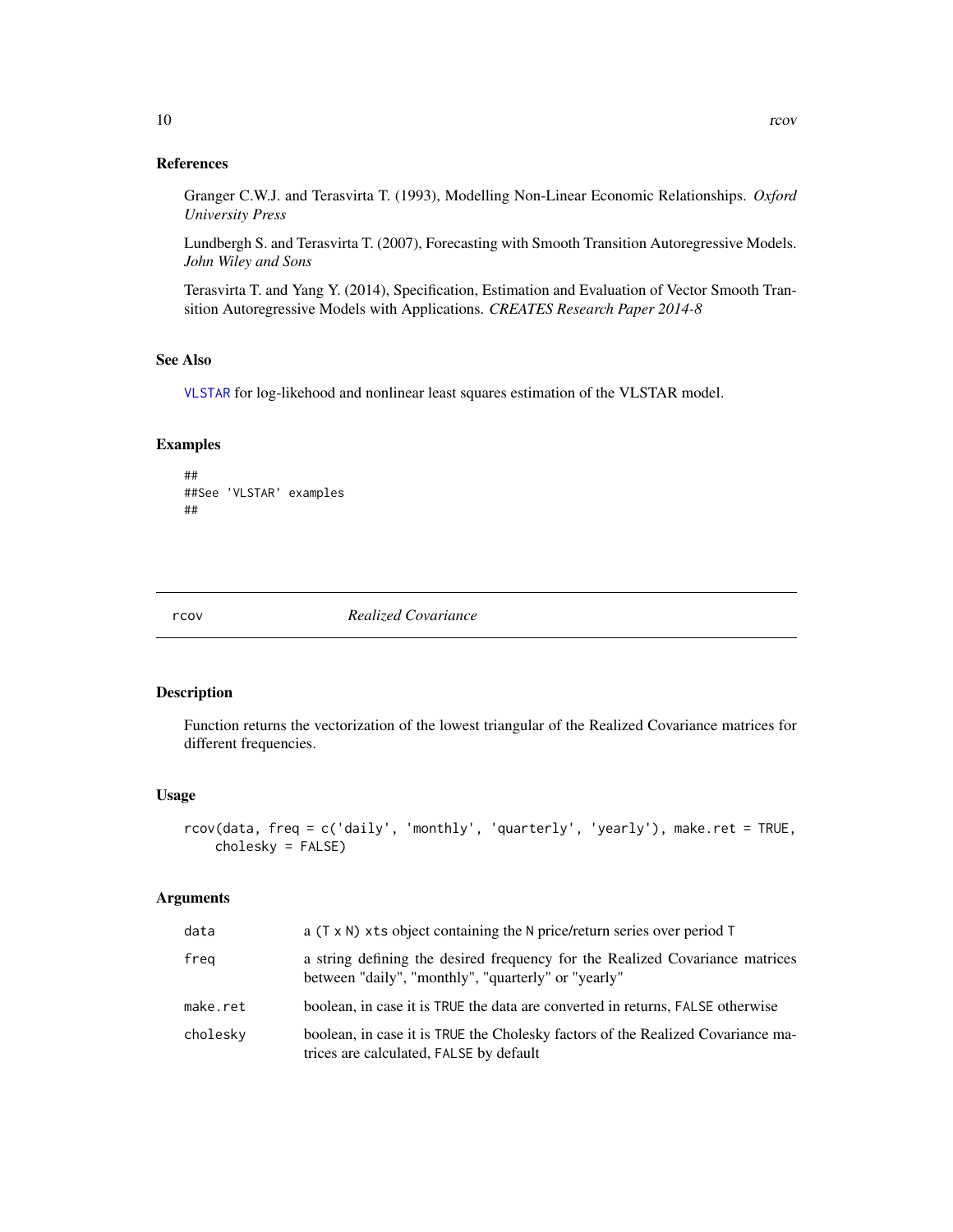### References

Granger C.W.J. and Terasvirta T. (1993), Modelling Non-Linear Economic Relationships. *Oxford University Press*

Lundbergh S. and Terasvirta T. (2007), Forecasting with Smooth Transition Autoregressive Models. *John Wiley and Sons*

Terasvirta T. and Yang Y. (2014), Specification, Estimation and Evaluation of Vector Smooth Transition Autoregressive Models with Applications. *CREATES Research Paper 2014-8*

### See Also

VLSTAR for log-likehood and nonlinear least squares estimation of the VLSTAR model.

### Examples

```
##
##See 'VLSTAR' examples
##
```

---

## rcov — *Realized Covariance*

### Description

Function returns the vectorization of the lowest triangular of the Realized Covariance matrices for different frequencies.

### Usage

```
rcov(data, freq = c('daily', 'monthly', 'quarterly', 'yearly'), make.ret = TRUE,
    cholesky = FALSE)
```

### Arguments

| | |
|---|---|
| `data` | a (T x N) xts object containing the N price/return series over period T |
| `freq` | a string defining the desired frequency for the Realized Covariance matrices between "daily", "monthly", "quarterly" or "yearly" |
| `make.ret` | boolean, in case it is TRUE the data are converted in returns, FALSE otherwise |
| `cholesky` | boolean, in case it is TRUE the Cholesky factors of the Realized Covariance matrices are calculated, FALSE by default |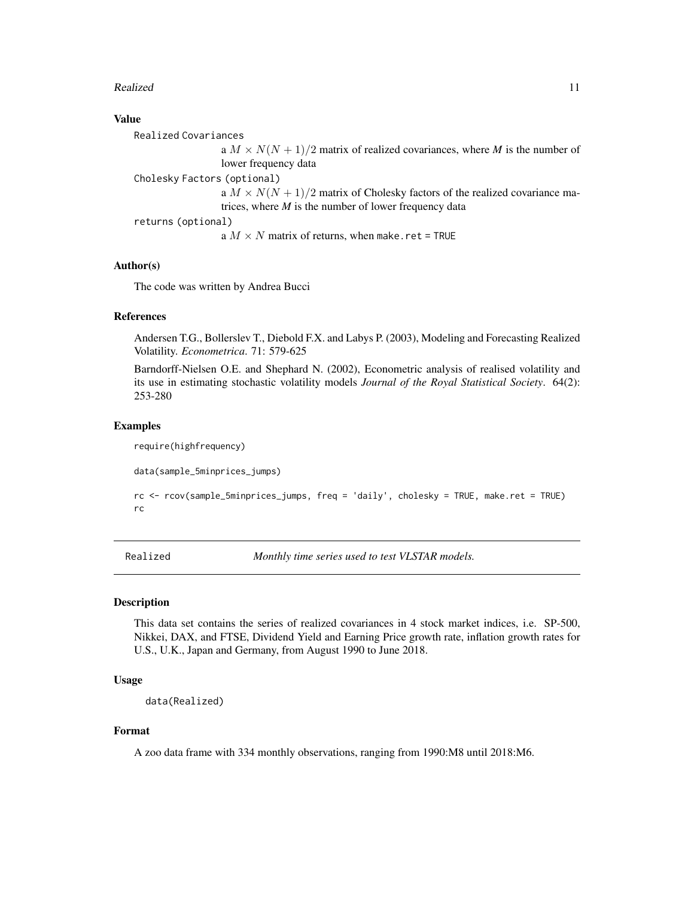### Value

Realized Covariances
: a $M \times N(N+1)/2$ matrix of realized covariances, where *M* is the number of lower frequency data

Cholesky Factors (optional)
: a $M \times N(N+1)/2$ matrix of Cholesky factors of the realized covariance matrices, where *M* is the number of lower frequency data

returns (optional)
: a $M \times N$ matrix of returns, when make.ret = TRUE

### Author(s)

The code was written by Andrea Bucci

### References

Andersen T.G., Bollerslev T., Diebold F.X. and Labys P. (2003), Modeling and Forecasting Realized Volatility. *Econometrica*. 71: 579-625

Barndorff-Nielsen O.E. and Shephard N. (2002), Econometric analysis of realised volatility and its use in estimating stochastic volatility models *Journal of the Royal Statistical Society*. 64(2): 253-280

### Examples

```
require(highfrequency)

data(sample_5minprices_jumps)

rc <- rcov(sample_5minprices_jumps, freq = 'daily', cholesky = TRUE, make.ret = TRUE)
rc
```

---

## Realized — *Monthly time series used to test VLSTAR models.*

### Description

This data set contains the series of realized covariances in 4 stock market indices, i.e. SP-500, Nikkei, DAX, and FTSE, Dividend Yield and Earning Price growth rate, inflation growth rates for U.S., U.K., Japan and Germany, from August 1990 to June 2018.

### Usage

```
data(Realized)
```

### Format

A zoo data frame with 334 monthly observations, ranging from 1990:M8 until 2018:M6.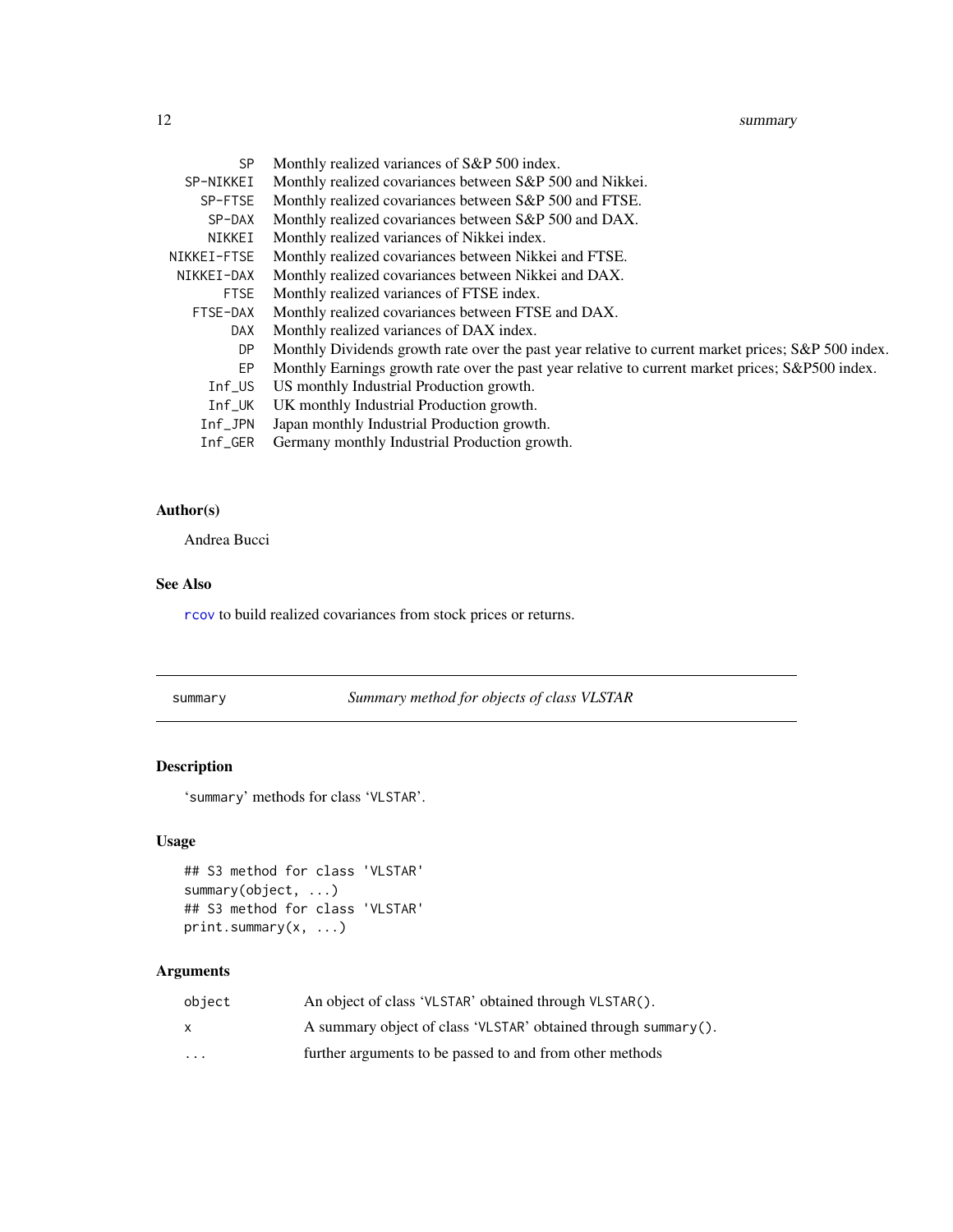| | |
|---|---|
| SP | Monthly realized variances of S&P 500 index. |
| SP-NIKKEI | Monthly realized covariances between S&P 500 and Nikkei. |
| SP-FTSE | Monthly realized covariances between S&P 500 and FTSE. |
| SP-DAX | Monthly realized covariances between S&P 500 and DAX. |
| NIKKEI | Monthly realized variances of Nikkei index. |
| NIKKEI-FTSE | Monthly realized covariances between Nikkei and FTSE. |
| NIKKEI-DAX | Monthly realized covariances between Nikkei and DAX. |
| FTSE | Monthly realized variances of FTSE index. |
| FTSE-DAX | Monthly realized covariances between FTSE and DAX. |
| DAX | Monthly realized variances of DAX index. |
| DP | Monthly Dividends growth rate over the past year relative to current market prices; S&P 500 index. |
| EP | Monthly Earnings growth rate over the past year relative to current market prices; S&P500 index. |
| Inf_US | US monthly Industrial Production growth. |
| Inf_UK | UK monthly Industrial Production growth. |
| Inf_JPN | Japan monthly Industrial Production growth. |
| Inf_GER | Germany monthly Industrial Production growth. |

### Author(s)

Andrea Bucci

### See Also

`rcov` to build realized covariances from stock prices or returns.

---

## summary — *Summary method for objects of class VLSTAR*

### Description

'`summary`' methods for class '`VLSTAR`'.

### Usage

```
## S3 method for class 'VLSTAR'
summary(object, ...)
## S3 method for class 'VLSTAR'
print.summary(x, ...)
```

### Arguments

| | |
|---|---|
| `object` | An object of class '`VLSTAR`' obtained through `VLSTAR()`. |
| `x` | A summary object of class '`VLSTAR`' obtained through `summary()`. |
| `...` | further arguments to be passed to and from other methods |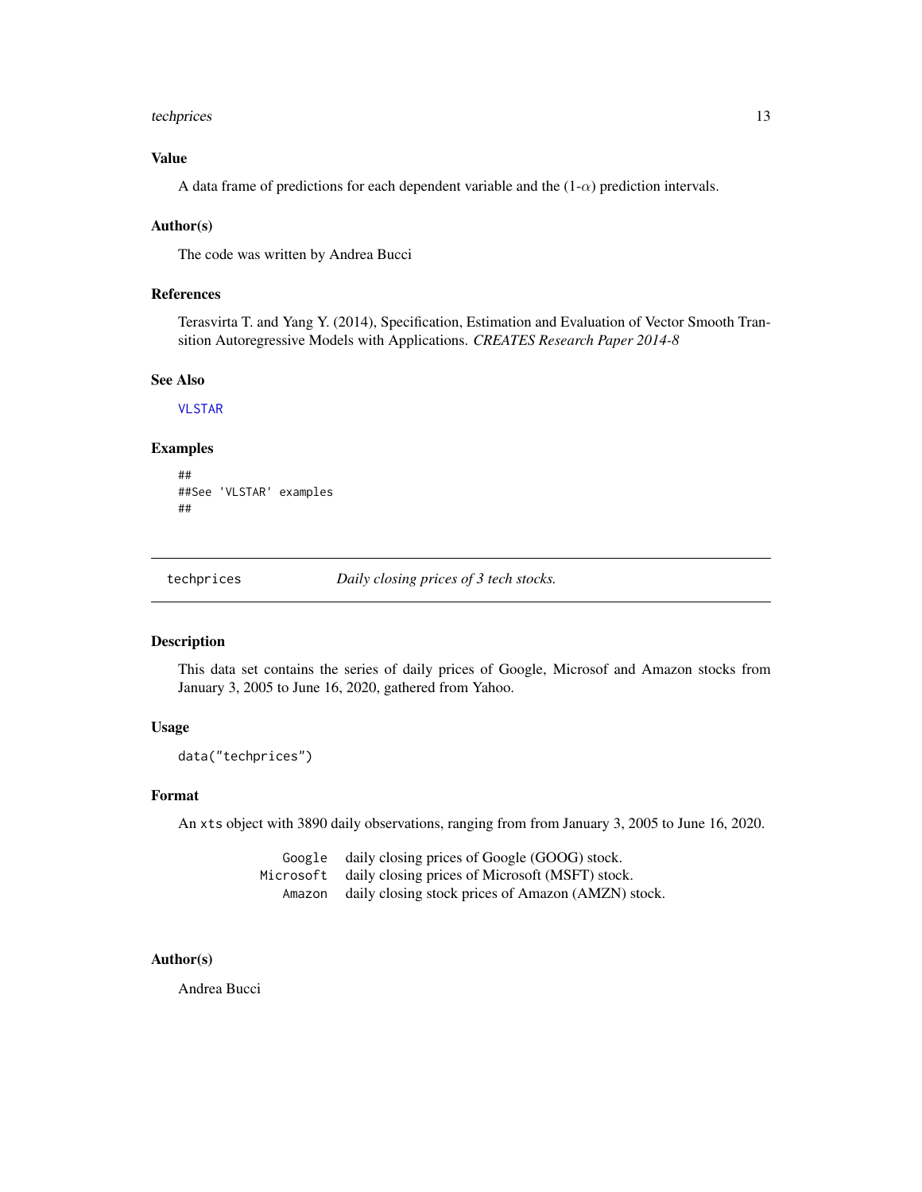### Value

A data frame of predictions for each dependent variable and the (1-$\alpha$) prediction intervals.

### Author(s)

The code was written by Andrea Bucci

### References

Terasvirta T. and Yang Y. (2014), Specification, Estimation and Evaluation of Vector Smooth Transition Autoregressive Models with Applications. *CREATES Research Paper 2014-8*

### See Also

VLSTAR

### Examples

```
##
##See 'VLSTAR' examples
##
```

---

## techprices — *Daily closing prices of 3 tech stocks.*

---

### Description

This data set contains the series of daily prices of Google, Microsof and Amazon stocks from January 3, 2005 to June 16, 2020, gathered from Yahoo.

### Usage

```
data("techprices")
```

### Format

An xts object with 3890 daily observations, ranging from from January 3, 2005 to June 16, 2020.

| | |
|---|---|
| Google | daily closing prices of Google (GOOG) stock. |
| Microsoft | daily closing prices of Microsoft (MSFT) stock. |
| Amazon | daily closing stock prices of Amazon (AMZN) stock. |

### Author(s)

Andrea Bucci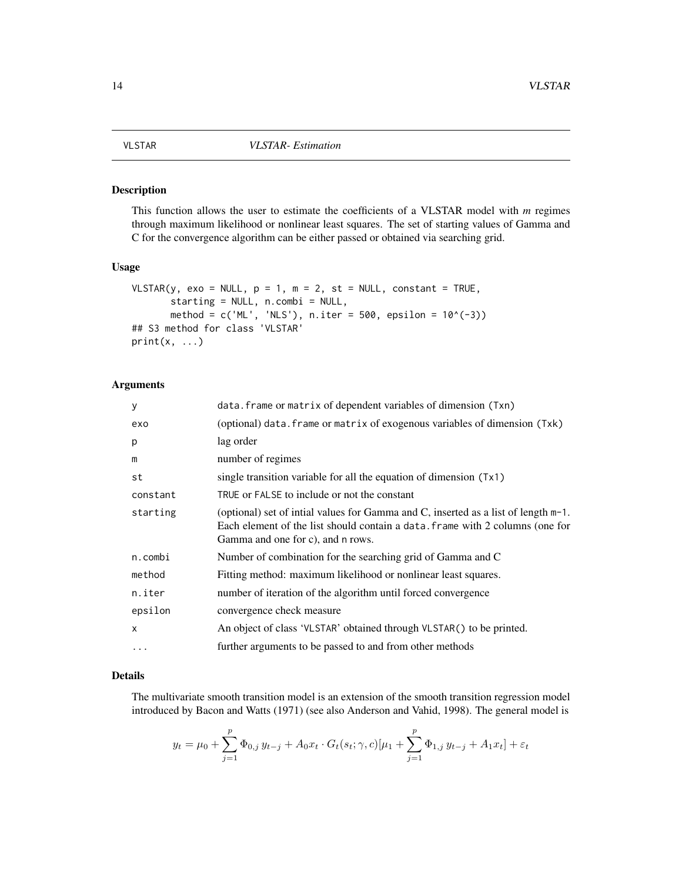VLSTAR — *VLSTAR- Estimation*

## Description

This function allows the user to estimate the coefficients of a VLSTAR model with *m* regimes through maximum likelihood or nonlinear least squares. The set of starting values of Gamma and C for the convergence algorithm can be either passed or obtained via searching grid.

## Usage

```
VLSTAR(y, exo = NULL, p = 1, m = 2, st = NULL, constant = TRUE,
       starting = NULL, n.combi = NULL,
       method = c('ML', 'NLS'), n.iter = 500, epsilon = 10^(-3))
## S3 method for class 'VLSTAR'
print(x, ...)
```

## Arguments

| | |
|---|---|
| `y` | `data.frame` or `matrix` of dependent variables of dimension `(Txn)` |
| `exo` | (optional) `data.frame` or `matrix` of exogenous variables of dimension `(Txk)` |
| `p` | lag order |
| `m` | number of regimes |
| `st` | single transition variable for all the equation of dimension `(Tx1)` |
| `constant` | `TRUE` or `FALSE` to include or not the constant |
| `starting` | (optional) set of intial values for Gamma and C, inserted as a list of length `m-1`. Each element of the list should contain a `data.frame` with 2 columns (one for Gamma and one for c), and `n` rows. |
| `n.combi` | Number of combination for the searching grid of Gamma and C |
| `method` | Fitting method: maximum likelihood or nonlinear least squares. |
| `n.iter` | number of iteration of the algorithm until forced convergence |
| `epsilon` | convergence check measure |
| `x` | An object of class '`VLSTAR`' obtained through `VLSTAR()` to be printed. |
| `...` | further arguments to be passed to and from other methods |

## Details

The multivariate smooth transition model is an extension of the smooth transition regression model introduced by Bacon and Watts (1971) (see also Anderson and Vahid, 1998). The general model is

$$y_t = \mu_0 + \sum_{j=1}^{p} \Phi_{0,j}\, y_{t-j} + A_0 x_t \cdot G_t(s_t; \gamma, c)[\mu_1 + \sum_{j=1}^{p} \Phi_{1,j}\, y_{t-j} + A_1 x_t] + \varepsilon_t$$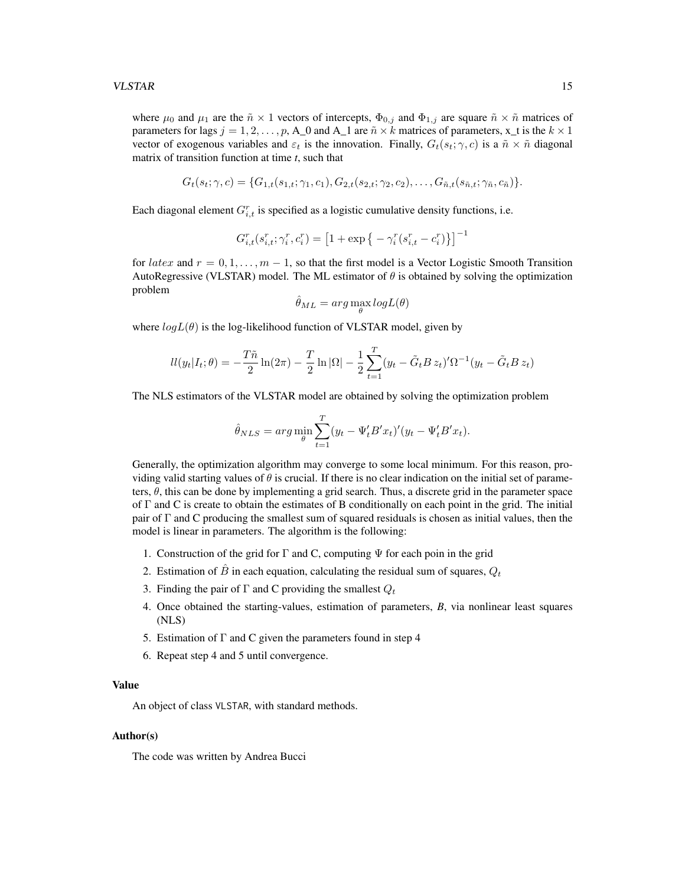where $\mu_0$ and $\mu_1$ are the $\tilde{n} \times 1$ vectors of intercepts, $\Phi_{0,j}$ and $\Phi_{1,j}$ are square $\tilde{n} \times \tilde{n}$ matrices of parameters for lags $j = 1, 2, \ldots, p$, A_0 and A_1 are $\tilde{n} \times k$ matrices of parameters, x_t is the $k \times 1$ vector of exogenous variables and $\varepsilon_t$ is the innovation. Finally, $G_t(s_t; \gamma, c)$ is a $\tilde{n} \times \tilde{n}$ diagonal matrix of transition function at time *t*, such that

$$G_t(s_t; \gamma, c) = \{G_{1,t}(s_{1,t}; \gamma_1, c_1), G_{2,t}(s_{2,t}; \gamma_2, c_2), \ldots, G_{\tilde{n},t}(s_{\tilde{n},t}; \gamma_{\tilde{n}}, c_{\tilde{n}})\}.$$

Each diagonal element $G_{i,t}^r$ is specified as a logistic cumulative density functions, i.e.

$$G_{i,t}^r(s_{i,t}^r; \gamma_i^r, c_i^r) = \left[1 + \exp\left\{-\gamma_i^r(s_{i,t}^r - c_i^r)\right\}\right]^{-1}$$

for $latex$ and $r = 0, 1, \ldots, m-1$, so that the first model is a Vector Logistic Smooth Transition AutoRegressive (VLSTAR) model. The ML estimator of $\theta$ is obtained by solving the optimization problem

$$\hat{\theta}_{ML} = arg \max_{\theta} logL(\theta)$$

where $logL(\theta)$ is the log-likelihood function of VLSTAR model, given by

$$ll(y_t|I_t; \theta) = -\frac{T\tilde{n}}{2}\ln(2\pi) - \frac{T}{2}\ln|\Omega| - \frac{1}{2}\sum_{t=1}^{T}(y_t - \tilde{G}_t B\, z_t)'\Omega^{-1}(y_t - \tilde{G}_t B\, z_t)$$

The NLS estimators of the VLSTAR model are obtained by solving the optimization problem

$$\hat{\theta}_{NLS} = arg \min_{\theta} \sum_{t=1}^{T}(y_t - \Psi_t' B' x_t)'(y_t - \Psi_t' B' x_t).$$

Generally, the optimization algorithm may converge to some local minimum. For this reason, providing valid starting values of $\theta$ is crucial. If there is no clear indication on the initial set of parameters, $\theta$, this can be done by implementing a grid search. Thus, a discrete grid in the parameter space of $\Gamma$ and C is create to obtain the estimates of B conditionally on each point in the grid. The initial pair of $\Gamma$ and C producing the smallest sum of squared residuals is chosen as initial values, then the model is linear in parameters. The algorithm is the following:

1. Construction of the grid for $\Gamma$ and C, computing $\Psi$ for each poin in the grid
2. Estimation of $\hat{B}$ in each equation, calculating the residual sum of squares, $Q_t$
3. Finding the pair of $\Gamma$ and C providing the smallest $Q_t$
4. Once obtained the starting-values, estimation of parameters, *B*, via nonlinear least squares (NLS)
5. Estimation of $\Gamma$ and C given the parameters found in step 4
6. Repeat step 4 and 5 until convergence.

### Value

An object of class VLSTAR, with standard methods.

### Author(s)

The code was written by Andrea Bucci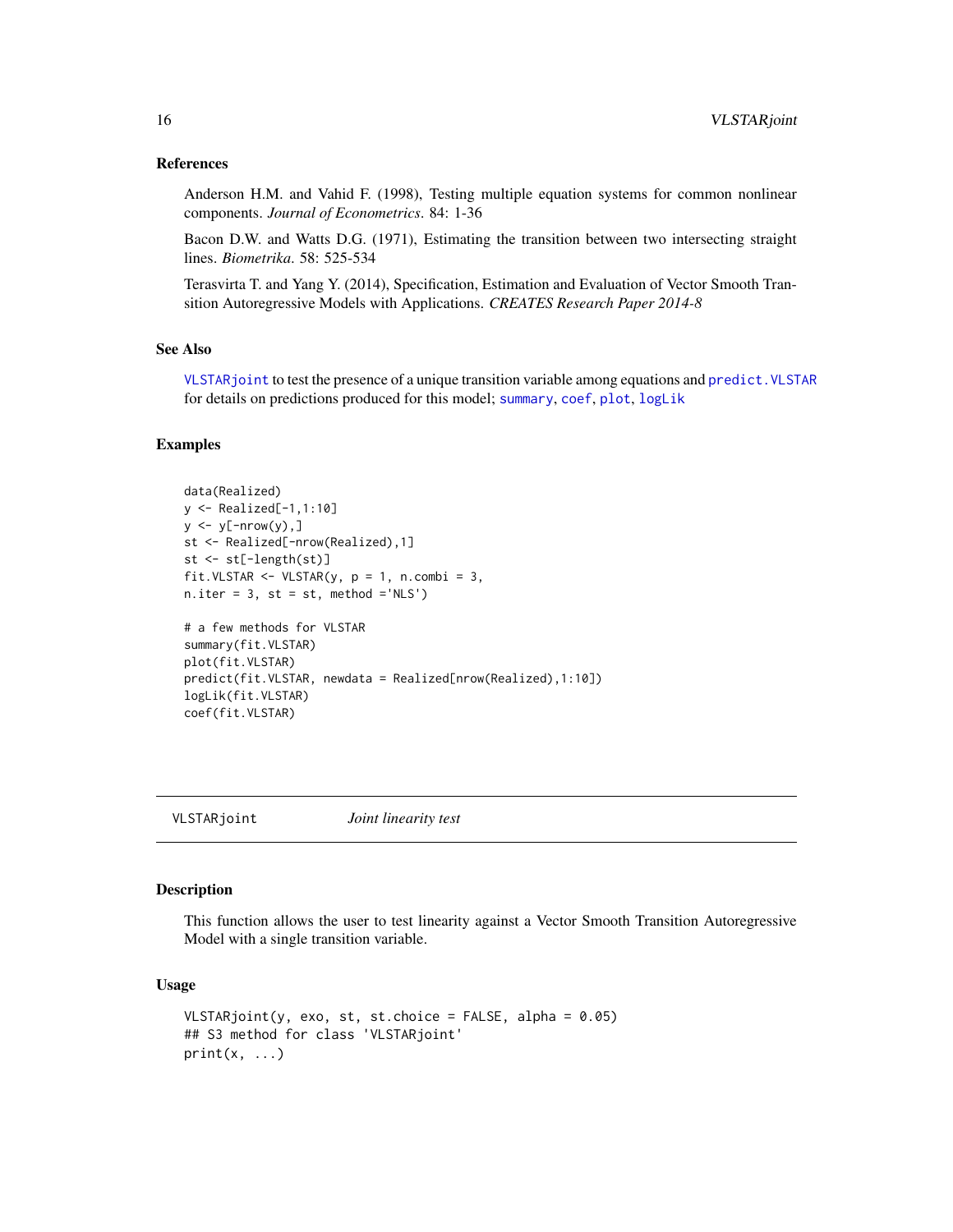### References

Anderson H.M. and Vahid F. (1998), Testing multiple equation systems for common nonlinear components. *Journal of Econometrics*. 84: 1-36

Bacon D.W. and Watts D.G. (1971), Estimating the transition between two intersecting straight lines. *Biometrika*. 58: 525-534

Terasvirta T. and Yang Y. (2014), Specification, Estimation and Evaluation of Vector Smooth Transition Autoregressive Models with Applications. *CREATES Research Paper 2014-8*

### See Also

`VLSTARjoint` to test the presence of a unique transition variable among equations and `predict.VLSTAR` for details on predictions produced for this model; `summary`, `coef`, `plot`, `logLik`

### Examples

```
data(Realized)
y <- Realized[-1,1:10]
y <- y[-nrow(y),]
st <- Realized[-nrow(Realized),1]
st <- st[-length(st)]
fit.VLSTAR <- VLSTAR(y, p = 1, n.combi = 3,
n.iter = 3, st = st, method ='NLS')

# a few methods for VLSTAR
summary(fit.VLSTAR)
plot(fit.VLSTAR)
predict(fit.VLSTAR, newdata = Realized[nrow(Realized),1:10])
logLik(fit.VLSTAR)
coef(fit.VLSTAR)
```

---

## VLSTARjoint — *Joint linearity test*

### Description

This function allows the user to test linearity against a Vector Smooth Transition Autoregressive Model with a single transition variable.

### Usage

```
VLSTARjoint(y, exo, st, st.choice = FALSE, alpha = 0.05)
## S3 method for class 'VLSTARjoint'
print(x, ...)
```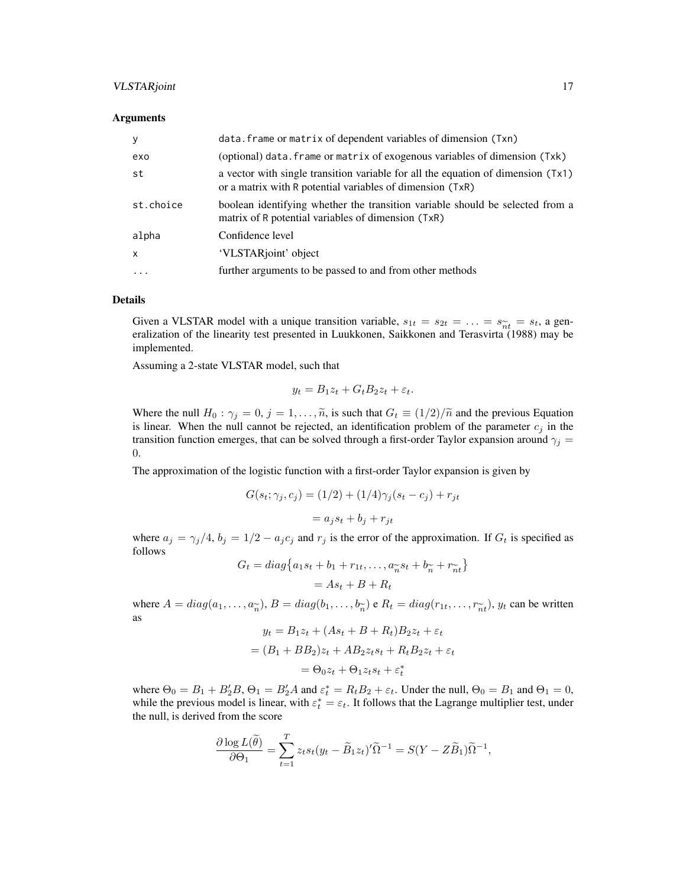### Arguments

| | |
|---|---|
| `y` | `data.frame` or `matrix` of dependent variables of dimension `(Txn)` |
| `exo` | (optional) `data.frame` or `matrix` of exogenous variables of dimension `(Txk)` |
| `st` | a vector with single transition variable for all the equation of dimension `(Tx1)` or a matrix with `R` potential variables of dimension `(TxR)` |
| `st.choice` | boolean identifying whether the transition variable should be selected from a matrix of `R` potential variables of dimension `(TxR)` |
| `alpha` | Confidence level |
| `x` | 'VLSTARjoint' object |
| `...` | further arguments to be passed to and from other methods |

### Details

Given a VLSTAR model with a unique transition variable, $s_{1t} = s_{2t} = \ldots = s_{\widetilde{n}t} = s_t$, a generalization of the linearity test presented in Luukkonen, Saikkonen and Terasvirta (1988) may be implemented.

Assuming a 2-state VLSTAR model, such that

$$y_t = B_1 z_t + G_t B_2 z_t + \varepsilon_t.$$

Where the null $H_0 : \gamma_j = 0, j = 1, \ldots, \widetilde{n}$, is such that $G_t \equiv (1/2)/\widetilde{n}$ and the previous Equation is linear. When the null cannot be rejected, an identification problem of the parameter $c_j$ in the transition function emerges, that can be solved through a first-order Taylor expansion around $\gamma_j = 0$.

The approximation of the logistic function with a first-order Taylor expansion is given by

$$G(s_t; \gamma_j, c_j) = (1/2) + (1/4)\gamma_j(s_t - c_j) + r_{jt}$$
$$= a_j s_t + b_j + r_{jt}$$

where $a_j = \gamma_j/4$, $b_j = 1/2 - a_j c_j$ and $r_j$ is the error of the approximation. If $G_t$ is specified as follows

$$G_t = diag\{a_1 s_t + b_1 + r_{1t}, \ldots, a_{\widetilde{n}} s_t + b_{\widetilde{n}} + r_{\widetilde{n}t}\}$$
$$= A s_t + B + R_t$$

where $A = diag(a_1, \ldots, a_{\widetilde{n}})$, $B = diag(b_1, \ldots, b_{\widetilde{n}})$ e $R_t = diag(r_{1t}, \ldots, r_{\widetilde{n}t})$, $y_t$ can be written as

$$y_t = B_1 z_t + (A s_t + B + R_t) B_2 z_t + \varepsilon_t$$
$$= (B_1 + B B_2) z_t + A B_2 z_t s_t + R_t B_2 z_t + \varepsilon_t$$
$$= \Theta_0 z_t + \Theta_1 z_t s_t + \varepsilon_t^*$$

where $\Theta_0 = B_1 + B_2' B$, $\Theta_1 = B_2' A$ and $\varepsilon_t^* = R_t B_2 + \varepsilon_t$. Under the null, $\Theta_0 = B_1$ and $\Theta_1 = 0$, while the previous model is linear, with $\varepsilon_t^* = \varepsilon_t$. It follows that the Lagrange multiplier test, under the null, is derived from the score

$$\frac{\partial \log L(\widetilde{\theta})}{\partial \Theta_1} = \sum_{t=1}^{T} z_t s_t (y_t - \widetilde{B}_1 z_t)' \widetilde{\Omega}^{-1} = S(Y - Z\widetilde{B}_1)\widetilde{\Omega}^{-1},$$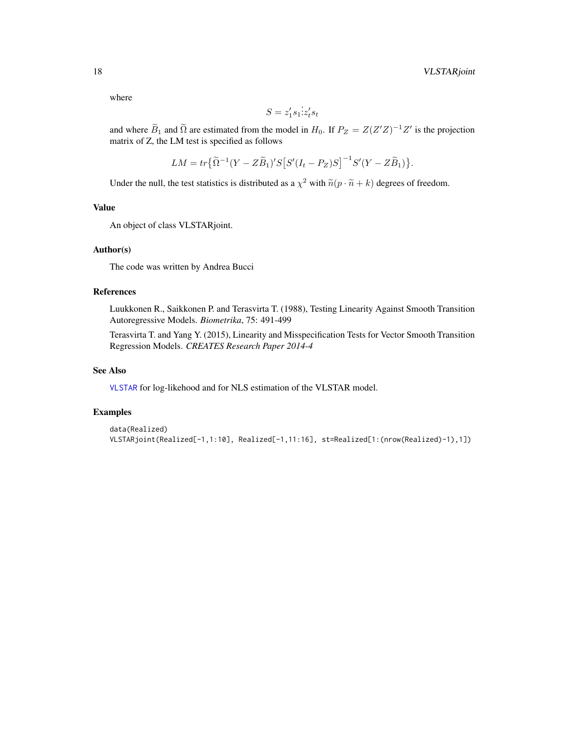where

$$S = z_1' s_1 \vdots z_t' s_t$$

and where $\widetilde{B}_1$ and $\widetilde{\Omega}$ are estimated from the model in $H_0$. If $P_Z = Z(Z'Z)^{-1}Z'$ is the projection matrix of Z, the LM test is specified as follows

$$LM = tr\{\widetilde{\Omega}^{-1}(Y - Z\widetilde{B}_1)'S\big[S'(I_t - P_Z)S\big]^{-1}S'(Y - Z\widetilde{B}_1)\}.$$

Under the null, the test statistics is distributed as a $\chi^2$ with $\widetilde{n}(p \cdot \widetilde{n} + k)$ degrees of freedom.

## Value

An object of class VLSTARjoint.

## Author(s)

The code was written by Andrea Bucci

## References

Luukkonen R., Saikkonen P. and Terasvirta T. (1988), Testing Linearity Against Smooth Transition Autoregressive Models. *Biometrika*, 75: 491-499

Terasvirta T. and Yang Y. (2015), Linearity and Misspecification Tests for Vector Smooth Transition Regression Models. *CREATES Research Paper 2014-4*

## See Also

VLSTAR for log-likehood and for NLS estimation of the VLSTAR model.

## Examples

```
data(Realized)
VLSTARjoint(Realized[-1,1:10], Realized[-1,11:16], st=Realized[1:(nrow(Realized)-1),1])
```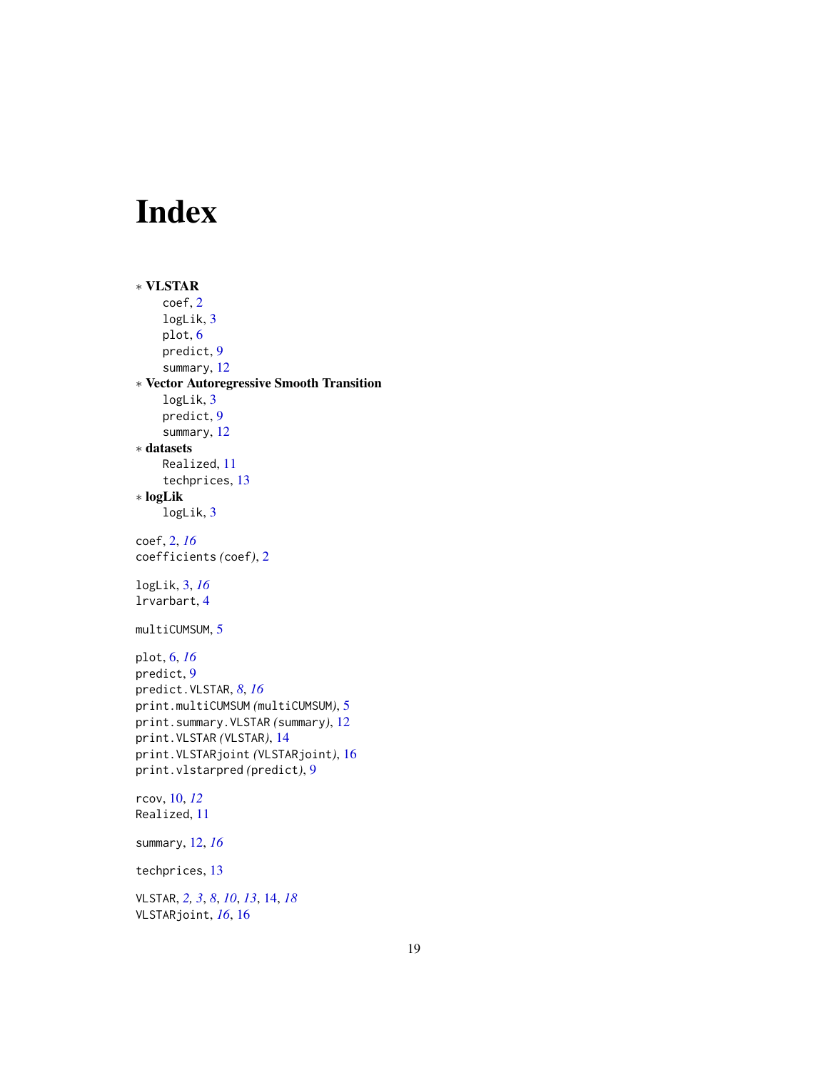# Index

∗ **VLSTAR**
  coef, 2
  logLik, 3
  plot, 6
  predict, 9
  summary, 12

∗ **Vector Autoregressive Smooth Transition**
  logLik, 3
  predict, 9
  summary, 12

∗ **datasets**
  Realized, 11
  techprices, 13

∗ **logLik**
  logLik, 3

coef, 2, *16*
coefficients *(*coef*)*, 2

logLik, 3, *16*
lrvarbart, 4

multiCUMSUM, 5

plot, 6, *16*
predict, 9
predict.VLSTAR, *8*, *16*
print.multiCUMSUM *(*multiCUMSUM*)*, 5
print.summary.VLSTAR *(*summary*)*, 12
print.VLSTAR *(*VLSTAR*)*, 14
print.VLSTARjoint *(*VLSTARjoint*)*, 16
print.vlstarpred *(*predict*)*, 9

rcov, 10, *12*
Realized, 11

summary, 12, *16*

techprices, 13

VLSTAR, *2, 3*, *8*, *10*, *13*, 14, *18*
VLSTARjoint, *16*, 16